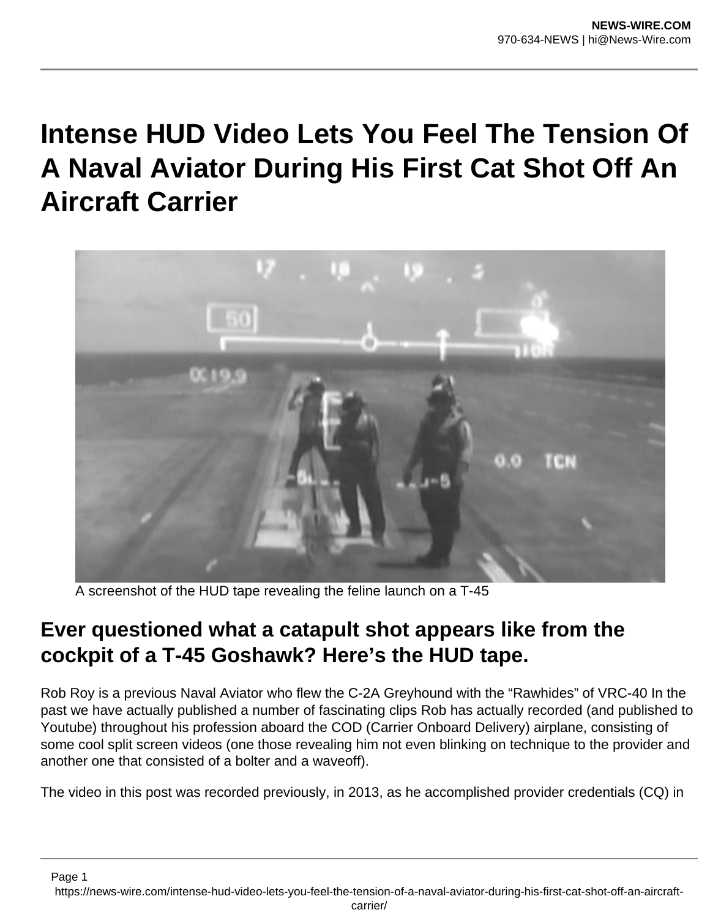# Intense HUD Video Lets You Feel The Tension Of A Naval Aviator During His First Cat Shot Off An Aircraft Carrier

A screenshot of the HUD tape revealing the feline launch on a T-45

## Ever questioned what a catapult shot appears like from the cockpit of a T-45 Goshawk? Here's the HUD tape.

Rob Roy is a previous Naval Aviator who flew the C-2A Greyhound with the "Rawhides" of VRC-40 In the past we have actually published a number of fascinating clips Rob has actually recorded (and published to Youtube) throughout his profession aboard the COD (Carrier Onboard Delivery) airplane, consisting of some cool split screen videos (one those revealing him not even blinking on technique to the provider and another one that consisted of a bolter and a waveoff).

The video in this post was recorded previously, in 2013, as he accomplished provider credentials (CQ) in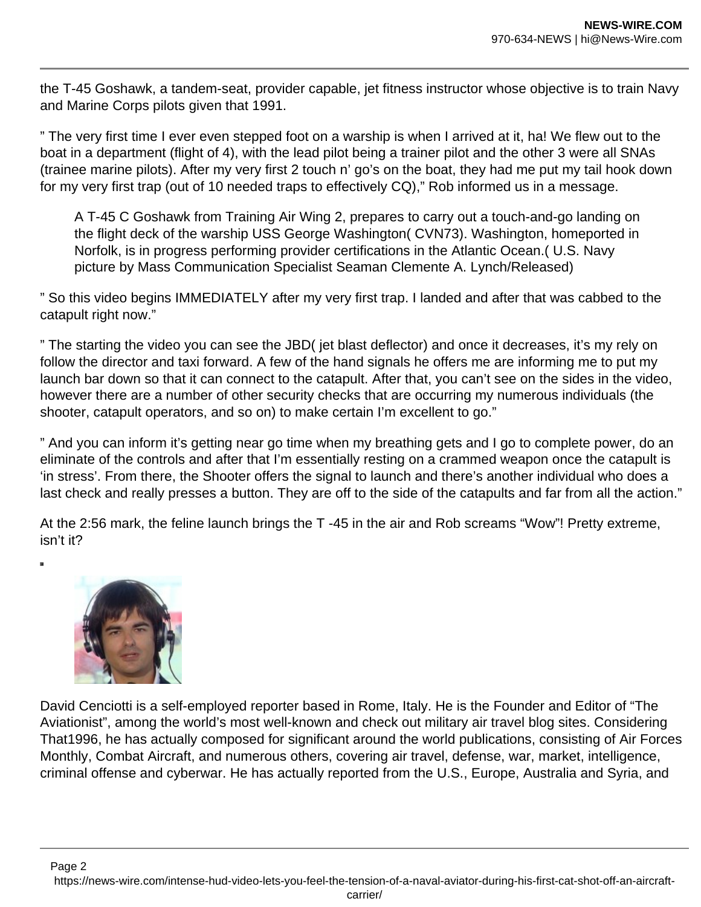the T-45 Goshawk, a tandem-seat, provider capable, jet fitness instructor whose objective is to train Navy and Marine Corps pilots given that 1991.

” The very first time I ever even stepped foot on a warship is when I arrived at it, ha! We flew out to the boat in a department (flight of 4), with the lead pilot being a trainer pilot and the other 3 were all SNAs (trainee marine pilots). After my very first 2 touch n’ go’s on the boat, they had me put my tail hook down for my very first trap (out of 10 needed traps to effectively CQ),” Rob informed us in a message.

> A T-45 C Goshawk from Training Air Wing 2, prepares to carry out a touch-and-go landing on the flight deck of the warship USS George Washington( CVN73). Washington, homeported in Norfolk, is in progress performing provider certifications in the Atlantic Ocean.( U.S. Navy picture by Mass Communication Specialist Seaman Clemente A. Lynch/Released)

” So this video begins IMMEDIATELY after my very first trap. I landed and after that was cabbed to the catapult right now.”

” The starting the video you can see the JBD( jet blast deflector) and once it decreases, it’s my rely on follow the director and taxi forward. A few of the hand signals he offers me are informing me to put my launch bar down so that it can connect to the catapult. After that, you can’t see on the sides in the video, however there are a number of other security checks that are occurring my numerous individuals (the shooter, catapult operators, and so on) to make certain I’m excellent to go.”

” And you can inform it’s getting near go time when my breathing gets and I go to complete power, do an eliminate of the controls and after that I’m essentially resting on a crammed weapon once the catapult is ‘in stress’. From there, the Shooter offers the signal to launch and there’s another individual who does a last check and really presses a button. They are off to the side of the catapults and far from all the action.”

At the 2:56 mark, the feline launch brings the T -45 in the air and Rob screams “Wow”! Pretty extreme, isn’t it?

David Cenciotti is a self-employed reporter based in Rome, Italy. He is the Founder and Editor of “The Aviationist”, among the world’s most well-known and check out military air travel blog sites. Considering That1996, he has actually composed for significant around the world publications, consisting of Air Forces Monthly, Combat Aircraft, and numerous others, covering air travel, defense, war, market, intelligence, criminal offense and cyberwar. He has actually reported from the U.S., Europe, Australia and Syria, and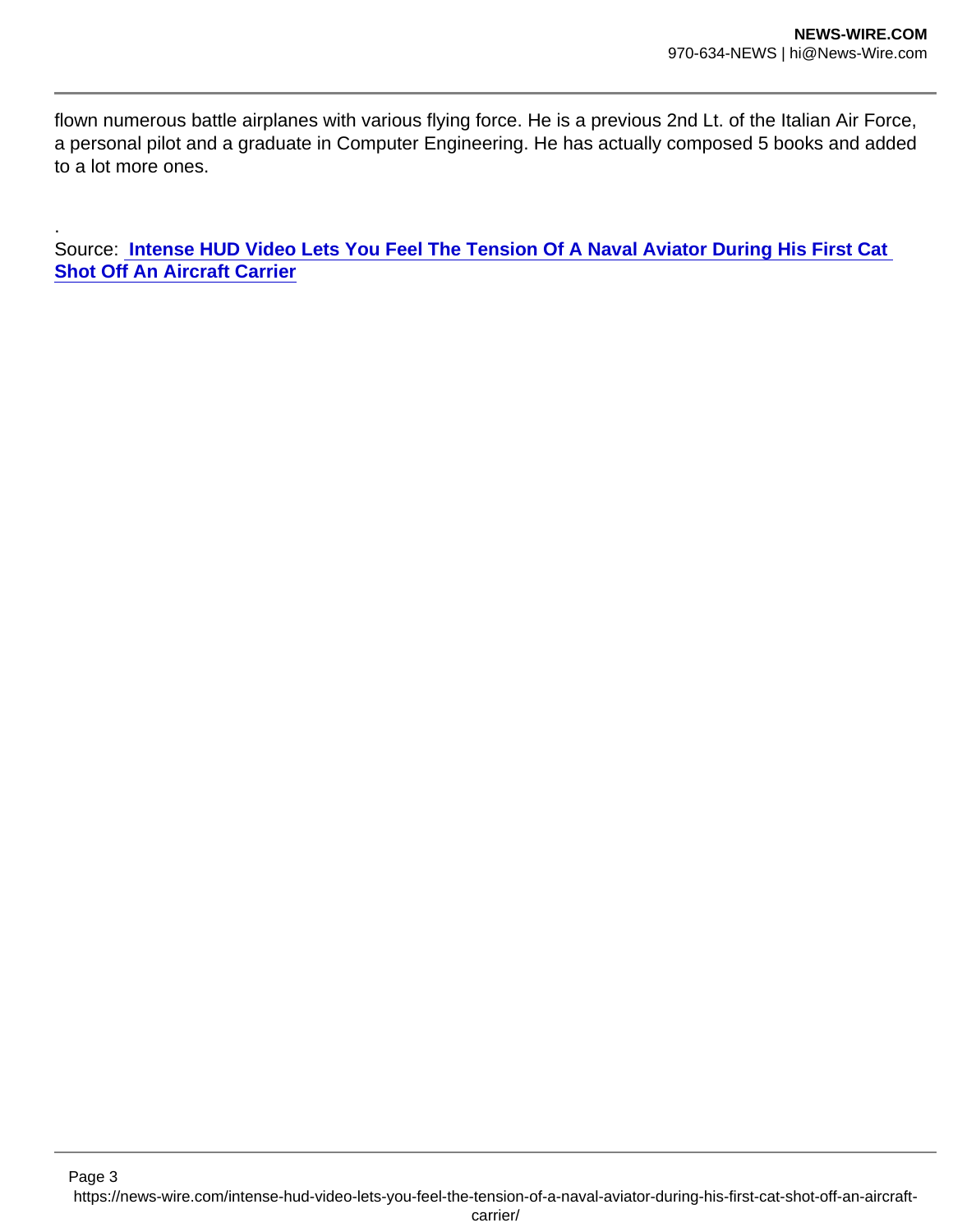flown numerous battle airplanes with various flying force. He is a previous 2nd Lt. of the Italian Air Force, a personal pilot and a graduate in Computer Engineering. He has actually composed 5 books and added to a lot more ones.

.

Source: **Intense HUD Video Lets You Feel The Tension Of A Naval Aviator During His First Cat Shot Off An Aircraft Carrier**